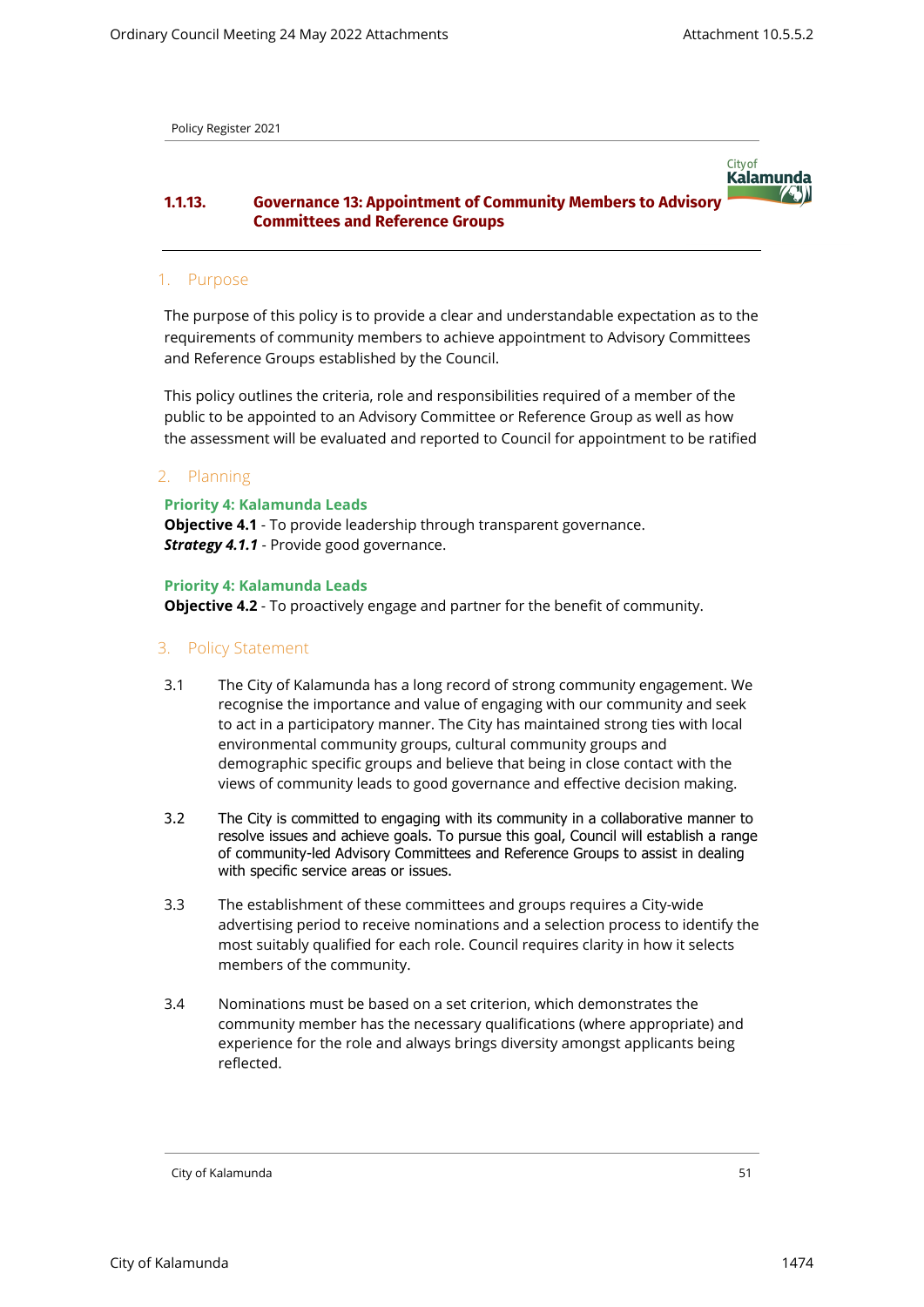Policy Register 2021

## 1.1.13. Governance 13: Appointment of Community Members to Advisory Committees and Reference Groups

### 1. Purpose

The purpose of this policy is to provide a clear and understandable expectation as to the requirements of community members to achieve appointment to Advisory Committees and Reference Groups established by the Council.

This policy outlines the criteria, role and responsibilities required of a member of the public to be appointed to an Advisory Committee or Reference Group as well as how the assessment will be evaluated and reported to Council for appointment to be ratified

### 2. Planning

**Priority 4: Kalamunda Leads**
**Objective 4.1** - To provide leadership through transparent governance.
***Strategy 4.1.1*** - Provide good governance.

**Priority 4: Kalamunda Leads**
**Objective 4.2** - To proactively engage and partner for the benefit of community.

### 3. Policy Statement

3.1 The City of Kalamunda has a long record of strong community engagement. We recognise the importance and value of engaging with our community and seek to act in a participatory manner. The City has maintained strong ties with local environmental community groups, cultural community groups and demographic specific groups and believe that being in close contact with the views of community leads to good governance and effective decision making.

3.2 The City is committed to engaging with its community in a collaborative manner to resolve issues and achieve goals. To pursue this goal, Council will establish a range of community-led Advisory Committees and Reference Groups to assist in dealing with specific service areas or issues.

3.3 The establishment of these committees and groups requires a City-wide advertising period to receive nominations and a selection process to identify the most suitably qualified for each role. Council requires clarity in how it selects members of the community.

3.4 Nominations must be based on a set criterion, which demonstrates the community member has the necessary qualifications (where appropriate) and experience for the role and always brings diversity amongst applicants being reflected.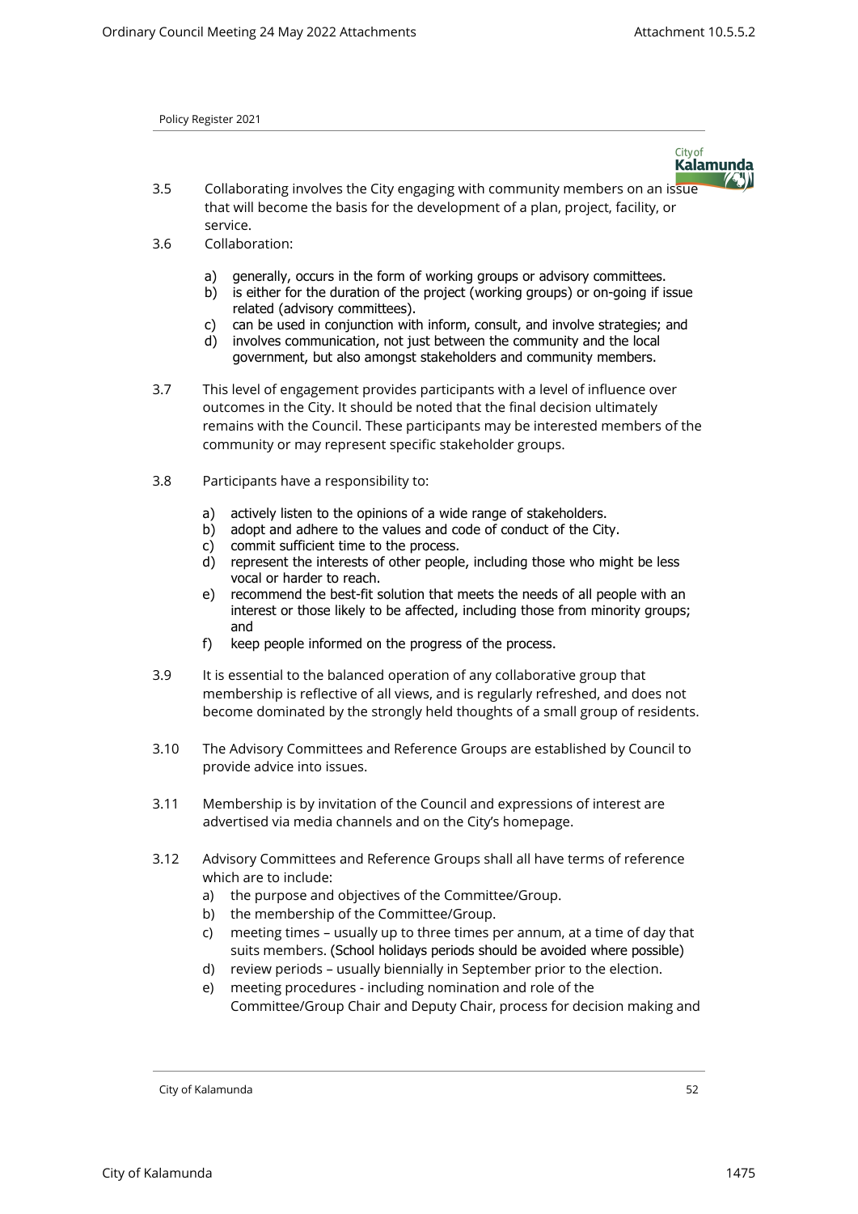3.5 Collaborating involves the City engaging with community members on an issue that will become the basis for the development of a plan, project, facility, or service.

3.6 Collaboration:

a) generally, occurs in the form of working groups or advisory committees.
b) is either for the duration of the project (working groups) or on-going if issue related (advisory committees).
c) can be used in conjunction with inform, consult, and involve strategies; and
d) involves communication, not just between the community and the local government, but also amongst stakeholders and community members.

3.7 This level of engagement provides participants with a level of influence over outcomes in the City. It should be noted that the final decision ultimately remains with the Council. These participants may be interested members of the community or may represent specific stakeholder groups.

3.8 Participants have a responsibility to:

a) actively listen to the opinions of a wide range of stakeholders.
b) adopt and adhere to the values and code of conduct of the City.
c) commit sufficient time to the process.
d) represent the interests of other people, including those who might be less vocal or harder to reach.
e) recommend the best-fit solution that meets the needs of all people with an interest or those likely to be affected, including those from minority groups; and
f) keep people informed on the progress of the process.

3.9 It is essential to the balanced operation of any collaborative group that membership is reflective of all views, and is regularly refreshed, and does not become dominated by the strongly held thoughts of a small group of residents.

3.10 The Advisory Committees and Reference Groups are established by Council to provide advice into issues.

3.11 Membership is by invitation of the Council and expressions of interest are advertised via media channels and on the City's homepage.

3.12 Advisory Committees and Reference Groups shall all have terms of reference which are to include:

a) the purpose and objectives of the Committee/Group.
b) the membership of the Committee/Group.
c) meeting times – usually up to three times per annum, at a time of day that suits members. (School holidays periods should be avoided where possible)
d) review periods – usually biennially in September prior to the election.
e) meeting procedures - including nomination and role of the Committee/Group Chair and Deputy Chair, process for decision making and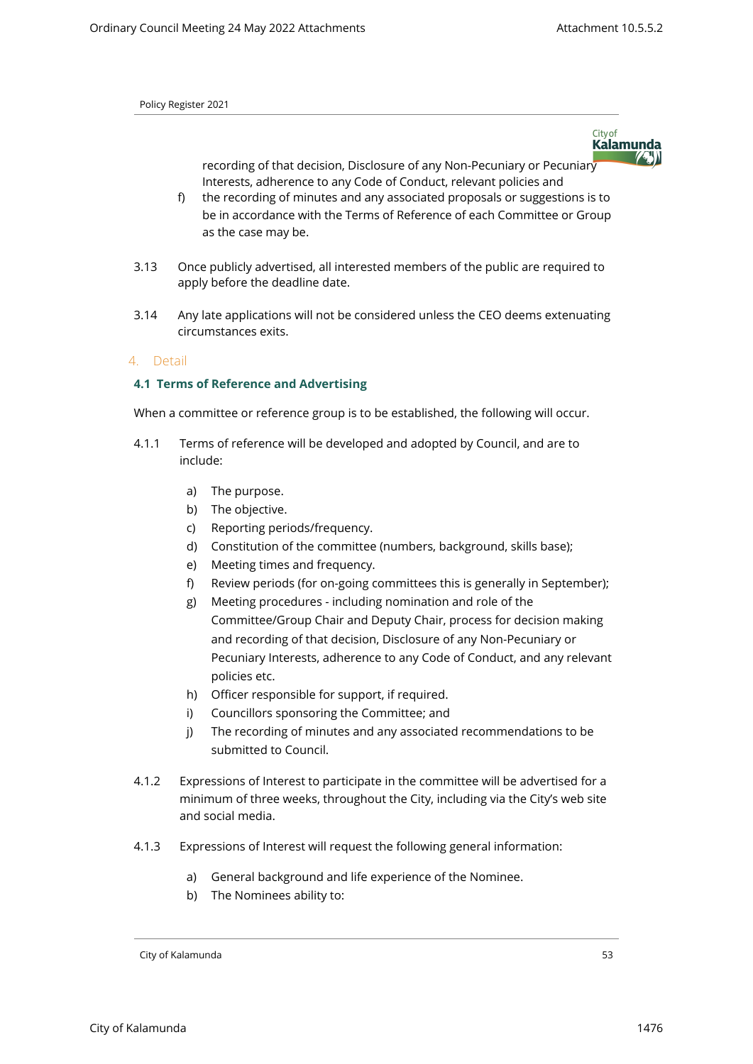recording of that decision, Disclosure of any Non-Pecuniary or Pecuniary Interests, adherence to any Code of Conduct, relevant policies and

f) the recording of minutes and any associated proposals or suggestions is to be in accordance with the Terms of Reference of each Committee or Group as the case may be.

3.13 Once publicly advertised, all interested members of the public are required to apply before the deadline date.

3.14 Any late applications will not be considered unless the CEO deems extenuating circumstances exits.

## 4. Detail

### 4.1 Terms of Reference and Advertising

When a committee or reference group is to be established, the following will occur.

4.1.1 Terms of reference will be developed and adopted by Council, and are to include:

a) The purpose.
b) The objective.
c) Reporting periods/frequency.
d) Constitution of the committee (numbers, background, skills base);
e) Meeting times and frequency.
f) Review periods (for on-going committees this is generally in September);
g) Meeting procedures - including nomination and role of the Committee/Group Chair and Deputy Chair, process for decision making and recording of that decision, Disclosure of any Non-Pecuniary or Pecuniary Interests, adherence to any Code of Conduct, and any relevant policies etc.
h) Officer responsible for support, if required.
i) Councillors sponsoring the Committee; and
j) The recording of minutes and any associated recommendations to be submitted to Council.

4.1.2 Expressions of Interest to participate in the committee will be advertised for a minimum of three weeks, throughout the City, including via the City's web site and social media.

4.1.3 Expressions of Interest will request the following general information:

a) General background and life experience of the Nominee.
b) The Nominees ability to: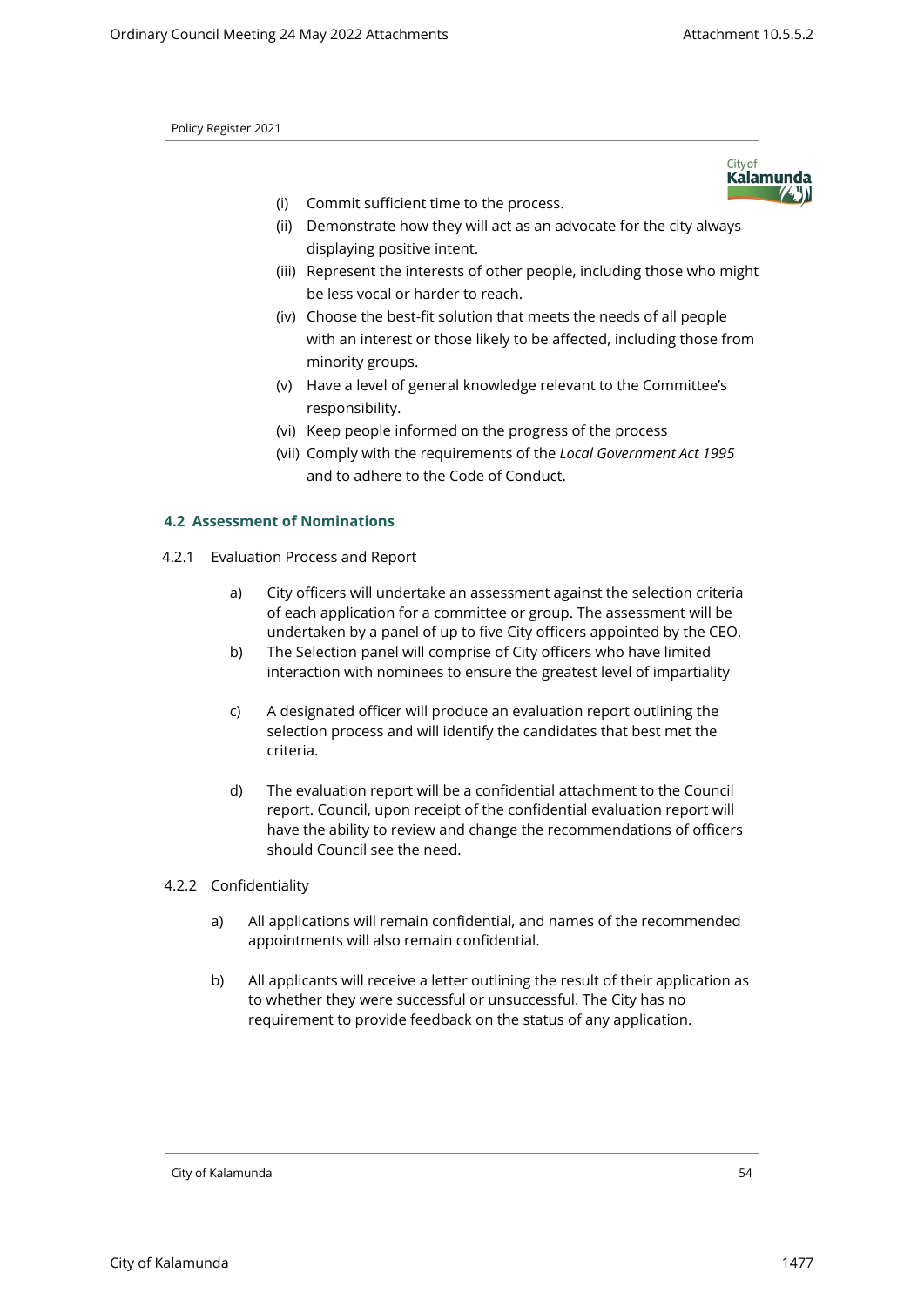(i) Commit sufficient time to the process.
(ii) Demonstrate how they will act as an advocate for the city always displaying positive intent.
(iii) Represent the interests of other people, including those who might be less vocal or harder to reach.
(iv) Choose the best-fit solution that meets the needs of all people with an interest or those likely to be affected, including those from minority groups.
(v) Have a level of general knowledge relevant to the Committee's responsibility.
(vi) Keep people informed on the progress of the process
(vii) Comply with the requirements of the *Local Government Act 1995* and to adhere to the Code of Conduct.

### 4.2 Assessment of Nominations

4.2.1 Evaluation Process and Report

a) City officers will undertake an assessment against the selection criteria of each application for a committee or group. The assessment will be undertaken by a panel of up to five City officers appointed by the CEO.

b) The Selection panel will comprise of City officers who have limited interaction with nominees to ensure the greatest level of impartiality

c) A designated officer will produce an evaluation report outlining the selection process and will identify the candidates that best met the criteria.

d) The evaluation report will be a confidential attachment to the Council report. Council, upon receipt of the confidential evaluation report will have the ability to review and change the recommendations of officers should Council see the need.

4.2.2 Confidentiality

a) All applications will remain confidential, and names of the recommended appointments will also remain confidential.

b) All applicants will receive a letter outlining the result of their application as to whether they were successful or unsuccessful. The City has no requirement to provide feedback on the status of any application.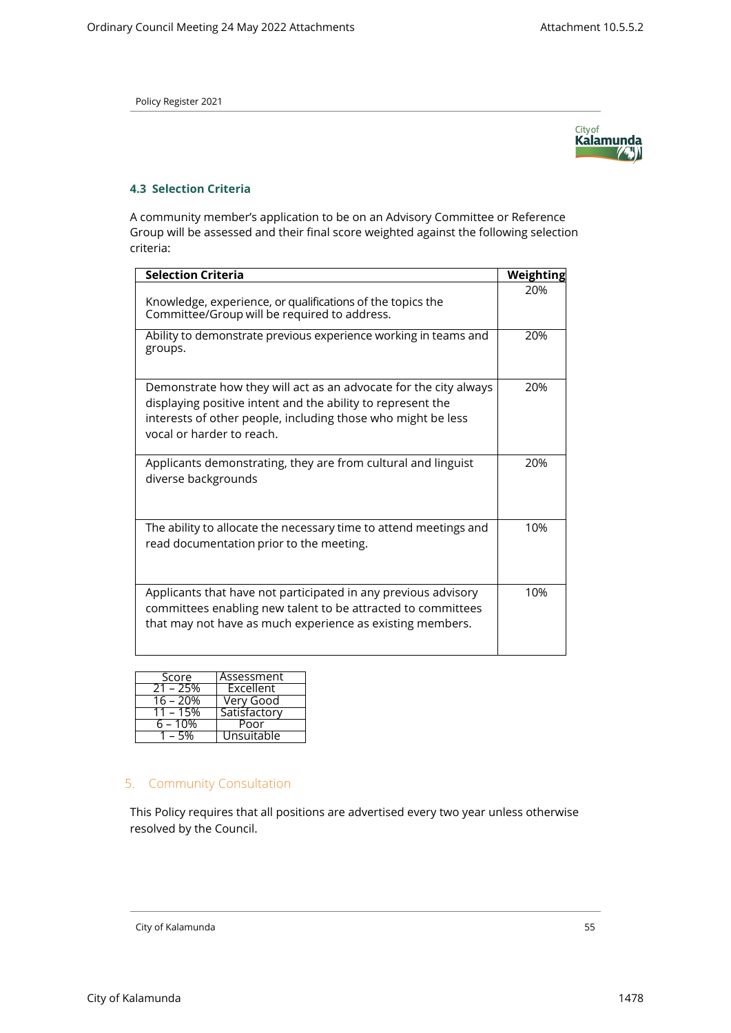### 4.3 Selection Criteria

A community member's application to be on an Advisory Committee or Reference Group will be assessed and their final score weighted against the following selection criteria:

| Selection Criteria | Weighting |
|---|---|
| Knowledge, experience, or qualifications of the topics the Committee/Group will be required to address. | 20% |
| Ability to demonstrate previous experience working in teams and groups. | 20% |
| Demonstrate how they will act as an advocate for the city always displaying positive intent and the ability to represent the interests of other people, including those who might be less vocal or harder to reach. | 20% |
| Applicants demonstrating, they are from cultural and linguist diverse backgrounds | 20% |
| The ability to allocate the necessary time to attend meetings and read documentation prior to the meeting. | 10% |
| Applicants that have not participated in any previous advisory committees enabling new talent to be attracted to committees that may not have as much experience as existing members. | 10% |

| Score | Assessment |
|---|---|
| 21 – 25% | Excellent |
| 16 – 20% | Very Good |
| 11 – 15% | Satisfactory |
| 6 – 10% | Poor |
| 1 – 5% | Unsuitable |

## 5. Community Consultation

This Policy requires that all positions are advertised every two year unless otherwise resolved by the Council.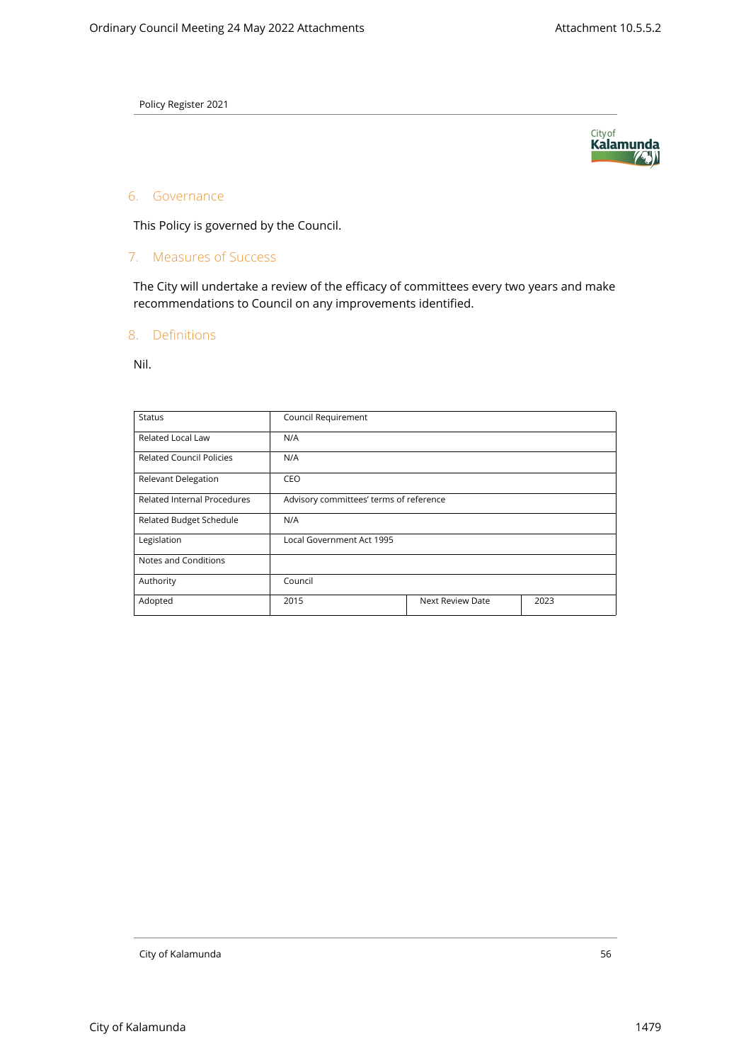## 6. Governance

This Policy is governed by the Council.

## 7. Measures of Success

The City will undertake a review of the efficacy of committees every two years and make recommendations to Council on any improvements identified.

## 8. Definitions

Nil.

| | | | |
|---|---|---|---|
| Status | Council Requirement | | |
| Related Local Law | N/A | | |
| Related Council Policies | N/A | | |
| Relevant Delegation | CEO | | |
| Related Internal Procedures | Advisory committees' terms of reference | | |
| Related Budget Schedule | N/A | | |
| Legislation | Local Government Act 1995 | | |
| Notes and Conditions | | | |
| Authority | Council | | |
| Adopted | 2015 | Next Review Date | 2023 |